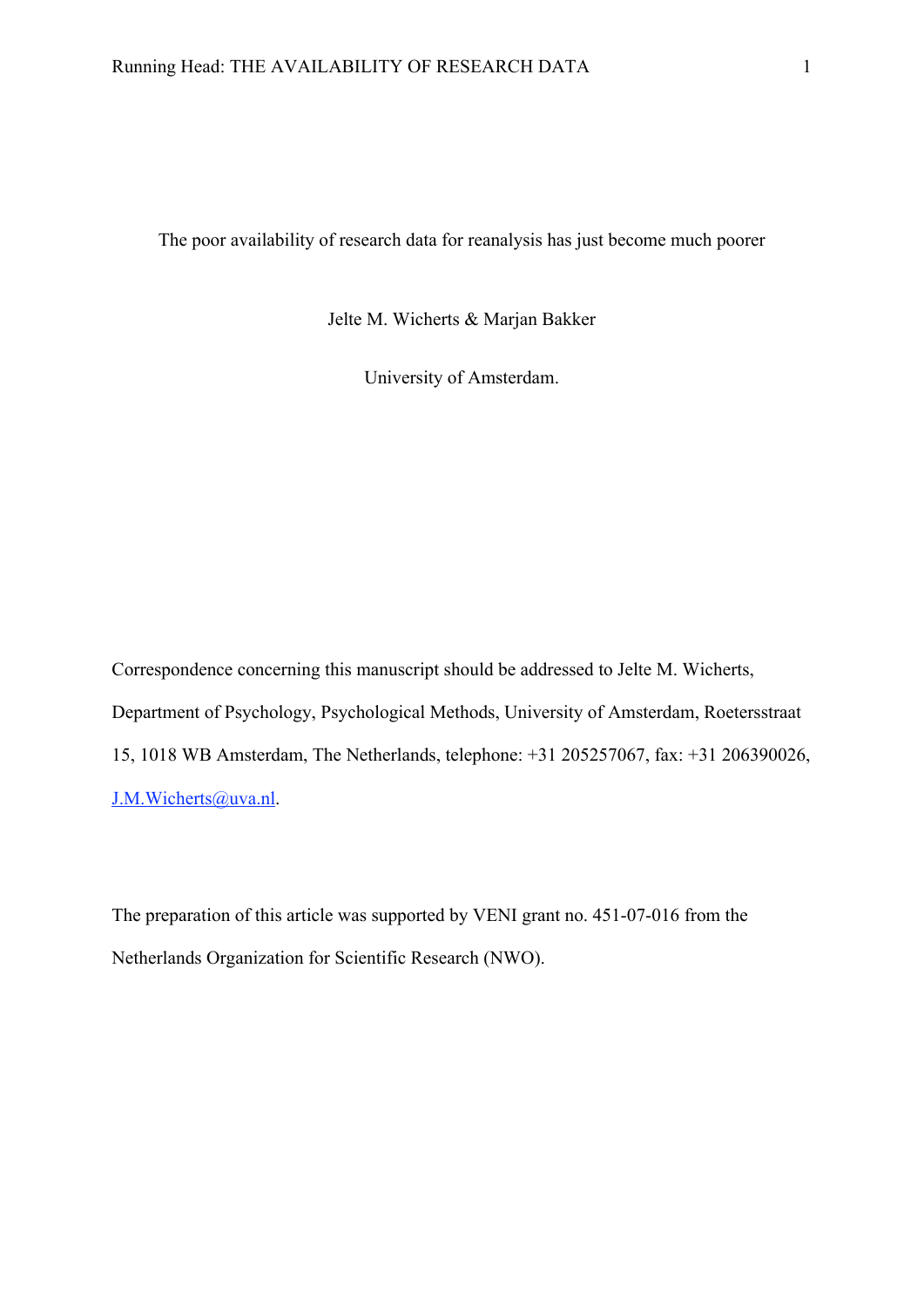# The poor availability of research data for reanalysis has just become much poorer

Jelte M. Wicherts & Marjan Bakker

University of Amsterdam.

Correspondence concerning this manuscript should be addressed to Jelte M. Wicherts, Department of Psychology, Psychological Methods, University of Amsterdam, Roetersstraat 15, 1018 WB Amsterdam, The Netherlands, telephone: +31 205257067, fax: +31 206390026, J.M.Wicherts@uva.nl.

The preparation of this article was supported by VENI grant no. 451-07-016 from the Netherlands Organization for Scientific Research (NWO).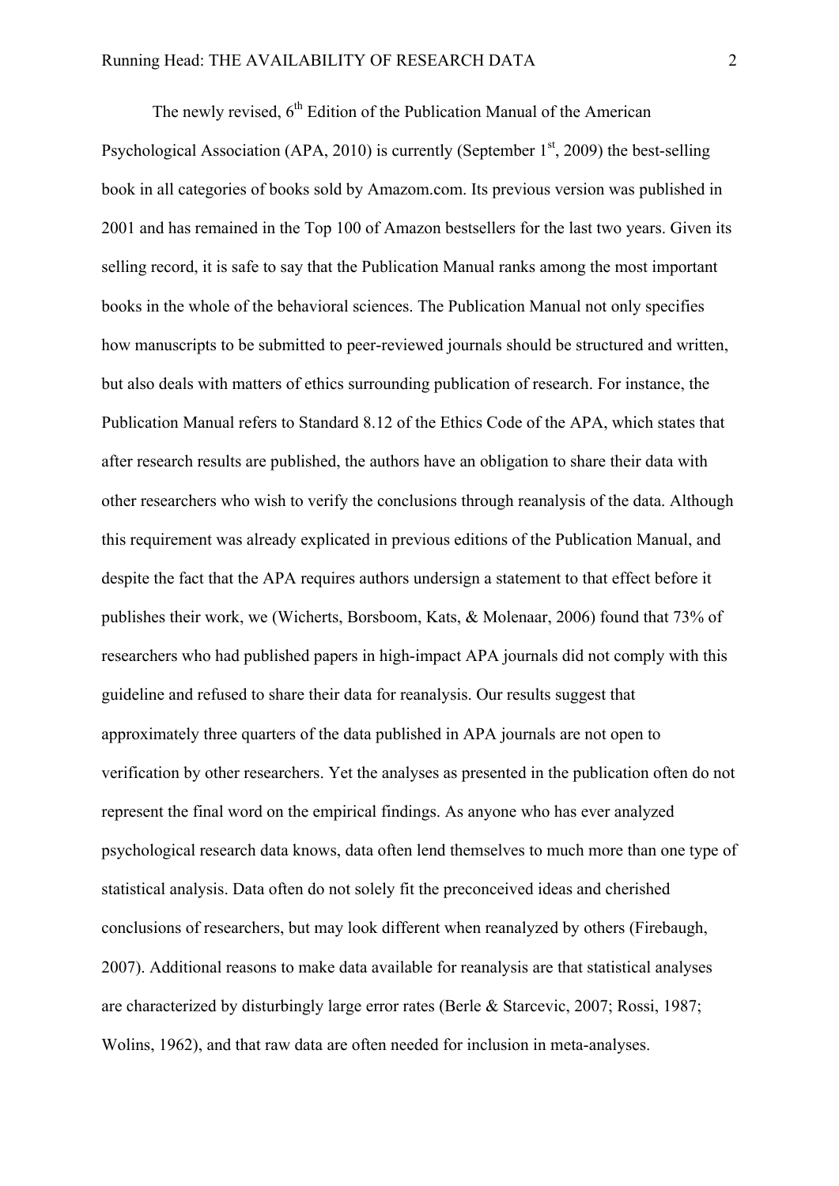The newly revised, 6th Edition of the Publication Manual of the American Psychological Association (APA, 2010) is currently (September 1st, 2009) the best-selling book in all categories of books sold by Amazom.com. Its previous version was published in 2001 and has remained in the Top 100 of Amazon bestsellers for the last two years. Given its selling record, it is safe to say that the Publication Manual ranks among the most important books in the whole of the behavioral sciences. The Publication Manual not only specifies how manuscripts to be submitted to peer-reviewed journals should be structured and written, but also deals with matters of ethics surrounding publication of research. For instance, the Publication Manual refers to Standard 8.12 of the Ethics Code of the APA, which states that after research results are published, the authors have an obligation to share their data with other researchers who wish to verify the conclusions through reanalysis of the data. Although this requirement was already explicated in previous editions of the Publication Manual, and despite the fact that the APA requires authors undersign a statement to that effect before it publishes their work, we (Wicherts, Borsboom, Kats, & Molenaar, 2006) found that 73% of researchers who had published papers in high-impact APA journals did not comply with this guideline and refused to share their data for reanalysis. Our results suggest that approximately three quarters of the data published in APA journals are not open to verification by other researchers. Yet the analyses as presented in the publication often do not represent the final word on the empirical findings. As anyone who has ever analyzed psychological research data knows, data often lend themselves to much more than one type of statistical analysis. Data often do not solely fit the preconceived ideas and cherished conclusions of researchers, but may look different when reanalyzed by others (Firebaugh, 2007). Additional reasons to make data available for reanalysis are that statistical analyses are characterized by disturbingly large error rates (Berle & Starcevic, 2007; Rossi, 1987; Wolins, 1962), and that raw data are often needed for inclusion in meta-analyses.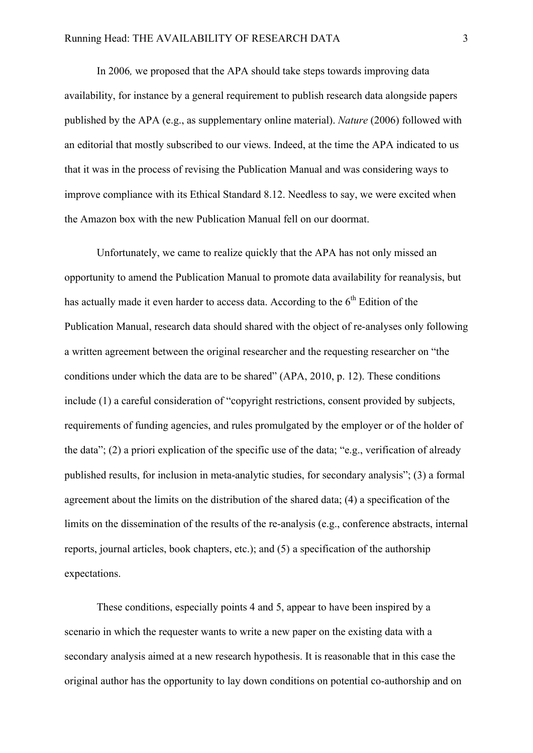In 2006*,* we proposed that the APA should take steps towards improving data availability, for instance by a general requirement to publish research data alongside papers published by the APA (e.g., as supplementary online material). *Nature* (2006) followed with an editorial that mostly subscribed to our views. Indeed, at the time the APA indicated to us that it was in the process of revising the Publication Manual and was considering ways to improve compliance with its Ethical Standard 8.12. Needless to say, we were excited when the Amazon box with the new Publication Manual fell on our doormat.

Unfortunately, we came to realize quickly that the APA has not only missed an opportunity to amend the Publication Manual to promote data availability for reanalysis, but has actually made it even harder to access data. According to the 6th Edition of the Publication Manual, research data should shared with the object of re-analyses only following a written agreement between the original researcher and the requesting researcher on "the conditions under which the data are to be shared" (APA, 2010, p. 12). These conditions include (1) a careful consideration of "copyright restrictions, consent provided by subjects, requirements of funding agencies, and rules promulgated by the employer or of the holder of the data"; (2) a priori explication of the specific use of the data; "e.g., verification of already published results, for inclusion in meta-analytic studies, for secondary analysis"; (3) a formal agreement about the limits on the distribution of the shared data; (4) a specification of the limits on the dissemination of the results of the re-analysis (e.g., conference abstracts, internal reports, journal articles, book chapters, etc.); and (5) a specification of the authorship expectations.

These conditions, especially points 4 and 5, appear to have been inspired by a scenario in which the requester wants to write a new paper on the existing data with a secondary analysis aimed at a new research hypothesis. It is reasonable that in this case the original author has the opportunity to lay down conditions on potential co-authorship and on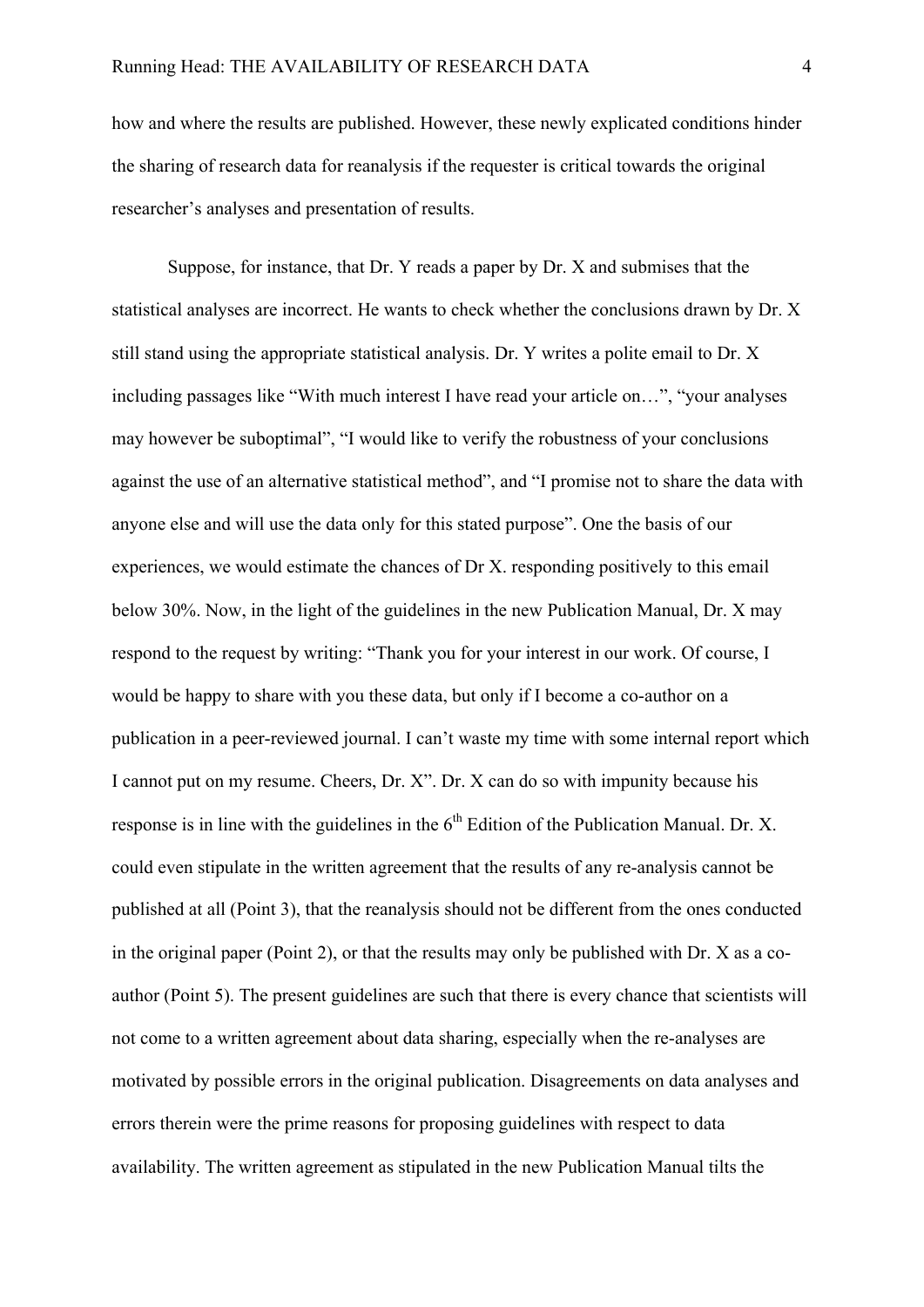how and where the results are published. However, these newly explicated conditions hinder the sharing of research data for reanalysis if the requester is critical towards the original researcher's analyses and presentation of results.

Suppose, for instance, that Dr. Y reads a paper by Dr. X and submises that the statistical analyses are incorrect. He wants to check whether the conclusions drawn by Dr. X still stand using the appropriate statistical analysis. Dr. Y writes a polite email to Dr. X including passages like "With much interest I have read your article on…", "your analyses may however be suboptimal", "I would like to verify the robustness of your conclusions against the use of an alternative statistical method", and "I promise not to share the data with anyone else and will use the data only for this stated purpose". One the basis of our experiences, we would estimate the chances of Dr X. responding positively to this email below 30%. Now, in the light of the guidelines in the new Publication Manual, Dr. X may respond to the request by writing: "Thank you for your interest in our work. Of course, I would be happy to share with you these data, but only if I become a co-author on a publication in a peer-reviewed journal. I can't waste my time with some internal report which I cannot put on my resume. Cheers, Dr. X". Dr. X can do so with impunity because his response is in line with the guidelines in the 6th Edition of the Publication Manual. Dr. X. could even stipulate in the written agreement that the results of any re-analysis cannot be published at all (Point 3), that the reanalysis should not be different from the ones conducted in the original paper (Point 2), or that the results may only be published with Dr. X as a co-author (Point 5). The present guidelines are such that there is every chance that scientists will not come to a written agreement about data sharing, especially when the re-analyses are motivated by possible errors in the original publication. Disagreements on data analyses and errors therein were the prime reasons for proposing guidelines with respect to data availability. The written agreement as stipulated in the new Publication Manual tilts the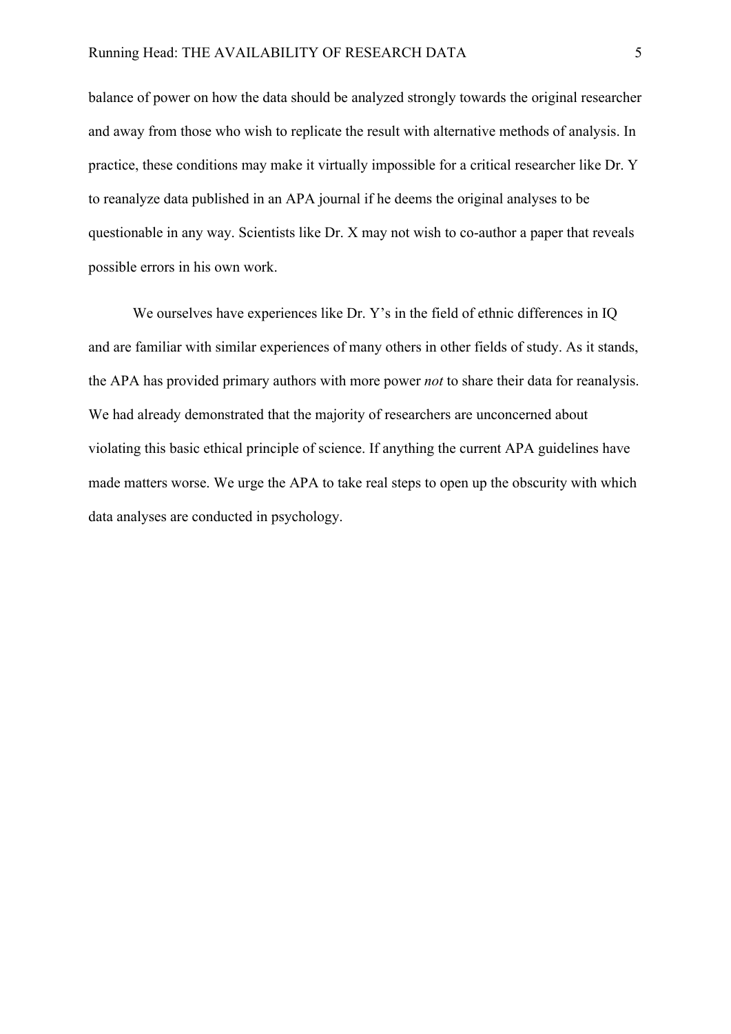balance of power on how the data should be analyzed strongly towards the original researcher and away from those who wish to replicate the result with alternative methods of analysis. In practice, these conditions may make it virtually impossible for a critical researcher like Dr. Y to reanalyze data published in an APA journal if he deems the original analyses to be questionable in any way. Scientists like Dr. X may not wish to co-author a paper that reveals possible errors in his own work.

We ourselves have experiences like Dr. Y's in the field of ethnic differences in IQ and are familiar with similar experiences of many others in other fields of study. As it stands, the APA has provided primary authors with more power *not* to share their data for reanalysis. We had already demonstrated that the majority of researchers are unconcerned about violating this basic ethical principle of science. If anything the current APA guidelines have made matters worse. We urge the APA to take real steps to open up the obscurity with which data analyses are conducted in psychology.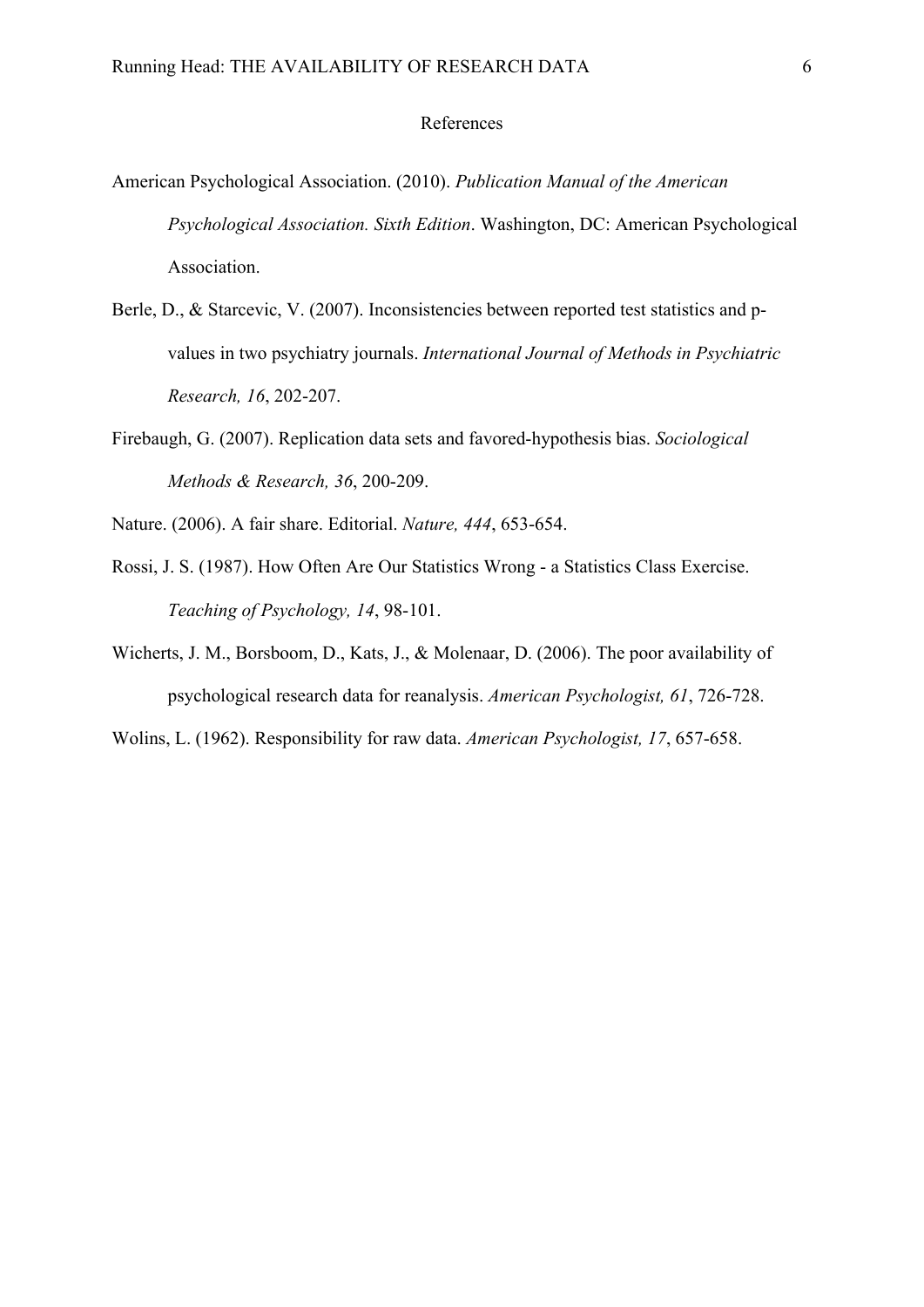# References

American Psychological Association. (2010). *Publication Manual of the American Psychological Association. Sixth Edition*. Washington, DC: American Psychological Association.

Berle, D., & Starcevic, V. (2007). Inconsistencies between reported test statistics and p-values in two psychiatry journals. *International Journal of Methods in Psychiatric Research, 16*, 202-207.

Firebaugh, G. (2007). Replication data sets and favored-hypothesis bias. *Sociological Methods & Research, 36*, 200-209.

Nature. (2006). A fair share. Editorial. *Nature, 444*, 653-654.

Rossi, J. S. (1987). How Often Are Our Statistics Wrong - a Statistics Class Exercise. *Teaching of Psychology, 14*, 98-101.

Wicherts, J. M., Borsboom, D., Kats, J., & Molenaar, D. (2006). The poor availability of psychological research data for reanalysis. *American Psychologist, 61*, 726-728.

Wolins, L. (1962). Responsibility for raw data. *American Psychologist, 17*, 657-658.